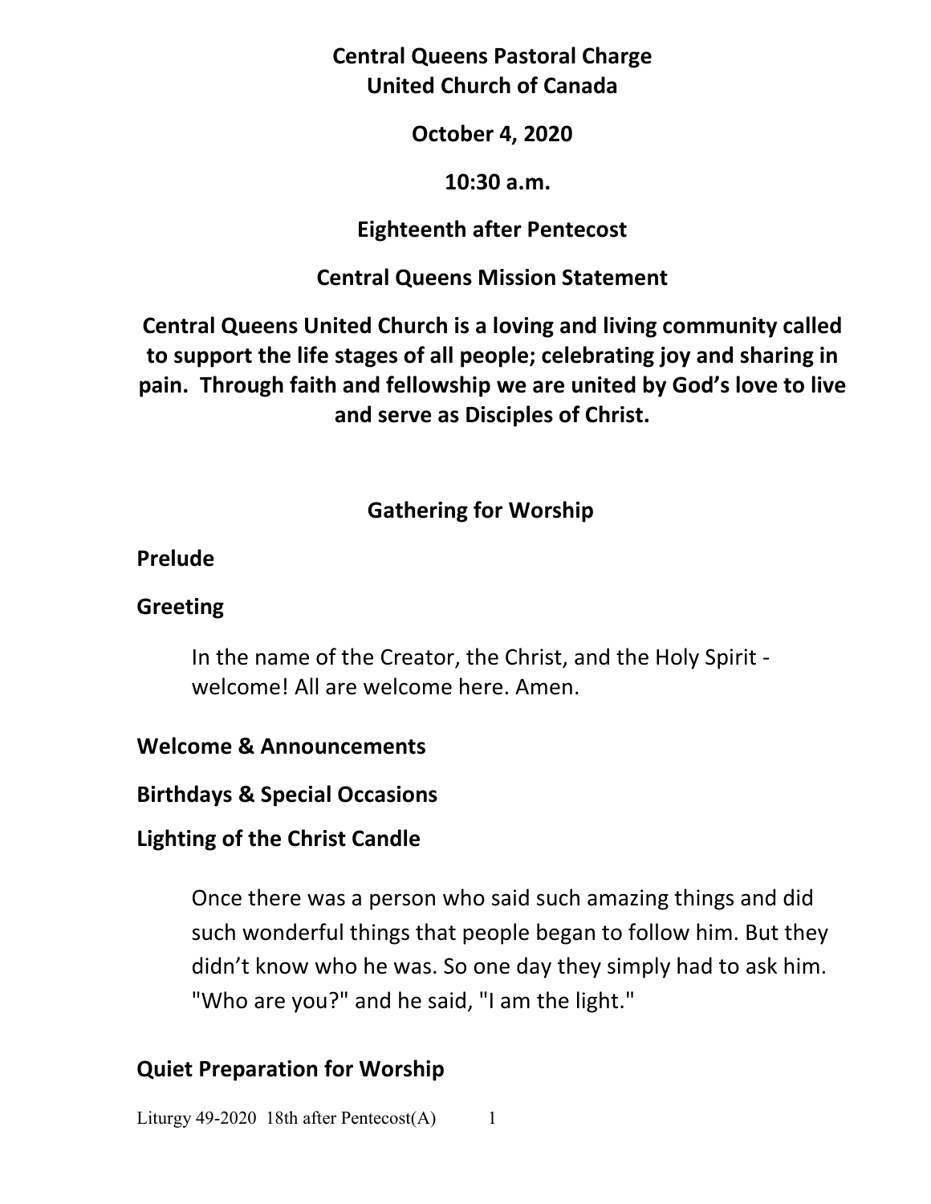# Central Queens Pastoral Charge
# United Church of Canada

**October 4, 2020**

**10:30 a.m.**

**Eighteenth after Pentecost**

## Central Queens Mission Statement

**Central Queens United Church is a loving and living community called to support the life stages of all people; celebrating joy and sharing in pain. Through faith and fellowship we are united by God's love to live and serve as Disciples of Christ.**

## Gathering for Worship

### Prelude

### Greeting

In the name of the Creator, the Christ, and the Holy Spirit - welcome! All are welcome here. Amen.

### Welcome & Announcements

### Birthdays & Special Occasions

### Lighting of the Christ Candle

Once there was a person who said such amazing things and did such wonderful things that people began to follow him. But they didn't know who he was. So one day they simply had to ask him. "Who are you?" and he said, "I am the light."

### Quiet Preparation for Worship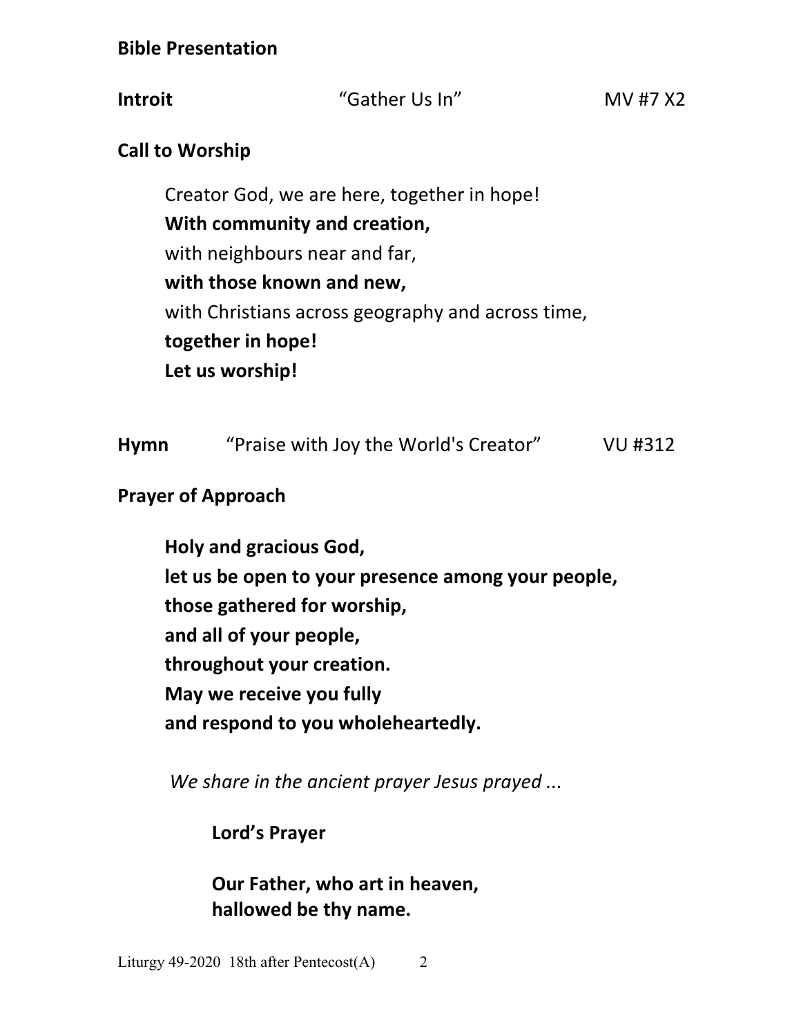**Bible Presentation**

**Introit** "Gather Us In" MV #7 X2

**Call to Worship**

Creator God, we are here, together in hope!
**With community and creation,**
with neighbours near and far,
**with those known and new,**
with Christians across geography and across time,
**together in hope!**
**Let us worship!**

**Hymn** "Praise with Joy the World's Creator" VU #312

**Prayer of Approach**

**Holy and gracious God,**
**let us be open to your presence among your people,**
**those gathered for worship,**
**and all of your people,**
**throughout your creation.**
**May we receive you fully**
**and respond to you wholeheartedly.**

*We share in the ancient prayer Jesus prayed ...*

**Lord's Prayer**

**Our Father, who art in heaven,**
**hallowed be thy name.**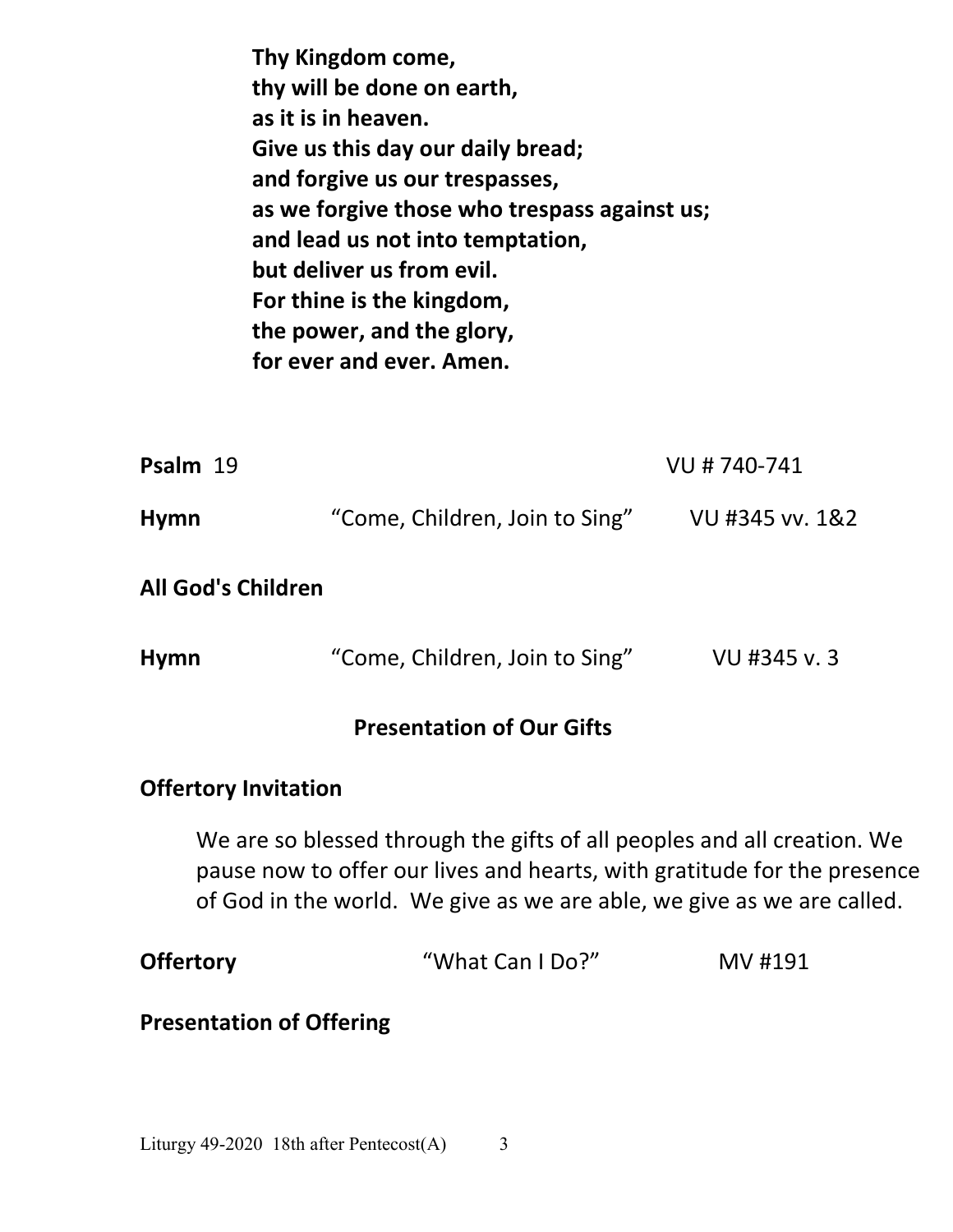**Thy Kingdom come,**
**thy will be done on earth,**
**as it is in heaven.**
**Give us this day our daily bread;**
**and forgive us our trespasses,**
**as we forgive those who trespass against us;**
**and lead us not into temptation,**
**but deliver us from evil.**
**For thine is the kingdom,**
**the power, and the glory,**
**for ever and ever. Amen.**

**Psalm** 19 VU # 740-741

**Hymn** "Come, Children, Join to Sing" VU #345 vv. 1&2

**All God's Children**

**Hymn** "Come, Children, Join to Sing" VU #345 v. 3

**Presentation of Our Gifts**

**Offertory Invitation**

We are so blessed through the gifts of all peoples and all creation. We pause now to offer our lives and hearts, with gratitude for the presence of God in the world. We give as we are able, we give as we are called.

**Offertory** "What Can I Do?" MV #191

**Presentation of Offering**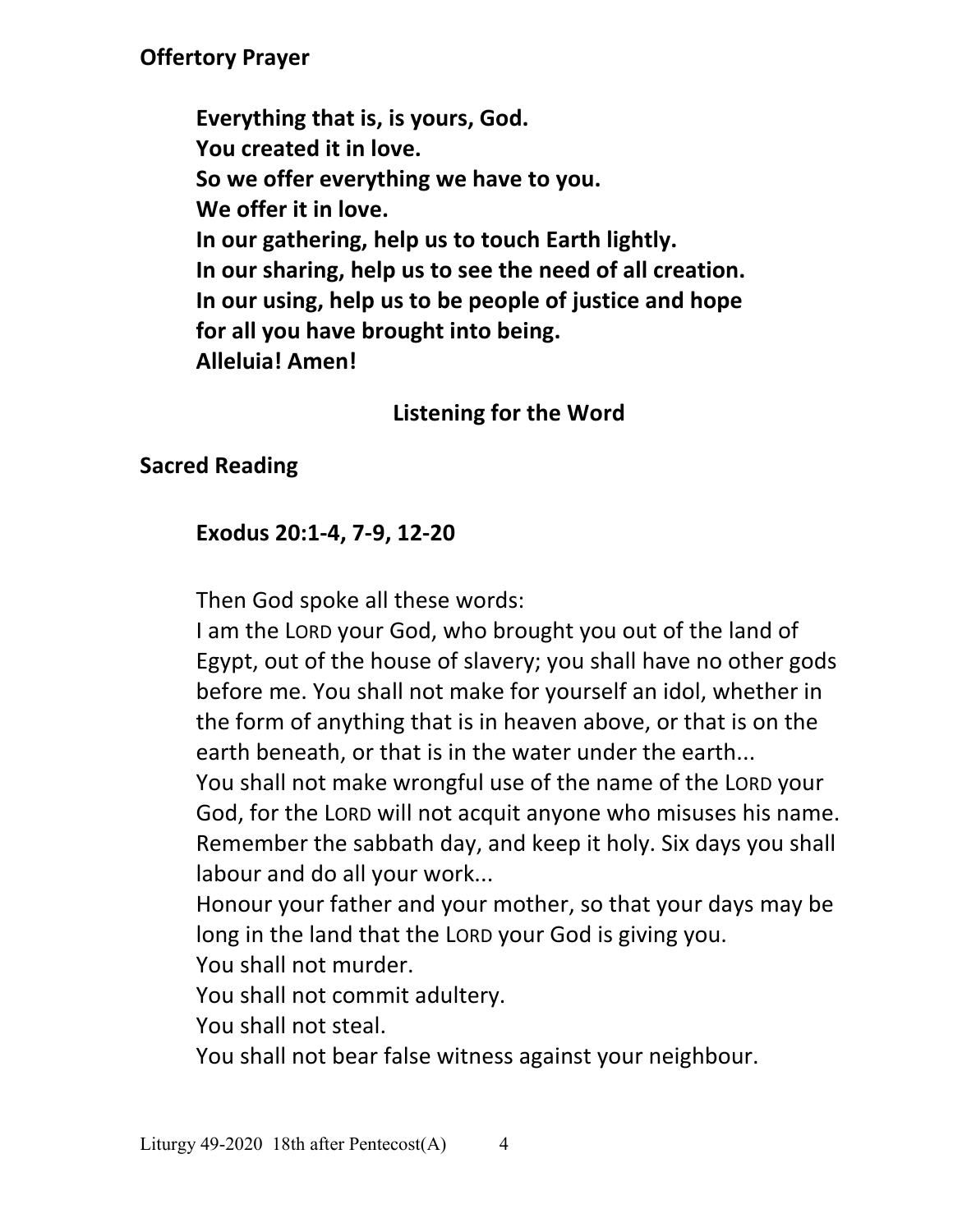## Offertory Prayer

**Everything that is, is yours, God.**
**You created it in love.**
**So we offer everything we have to you.**
**We offer it in love.**
**In our gathering, help us to touch Earth lightly.**
**In our sharing, help us to see the need of all creation.**
**In our using, help us to be people of justice and hope**
**for all you have brought into being.**
**Alleluia! Amen!**

## Listening for the Word

### Sacred Reading

**Exodus 20:1-4, 7-9, 12-20**

Then God spoke all these words:
I am the LORD your God, who brought you out of the land of Egypt, out of the house of slavery; you shall have no other gods before me. You shall not make for yourself an idol, whether in the form of anything that is in heaven above, or that is on the earth beneath, or that is in the water under the earth...
You shall not make wrongful use of the name of the LORD your God, for the LORD will not acquit anyone who misuses his name.
Remember the sabbath day, and keep it holy. Six days you shall labour and do all your work...
Honour your father and your mother, so that your days may be long in the land that the LORD your God is giving you.
You shall not murder.
You shall not commit adultery.
You shall not steal.
You shall not bear false witness against your neighbour.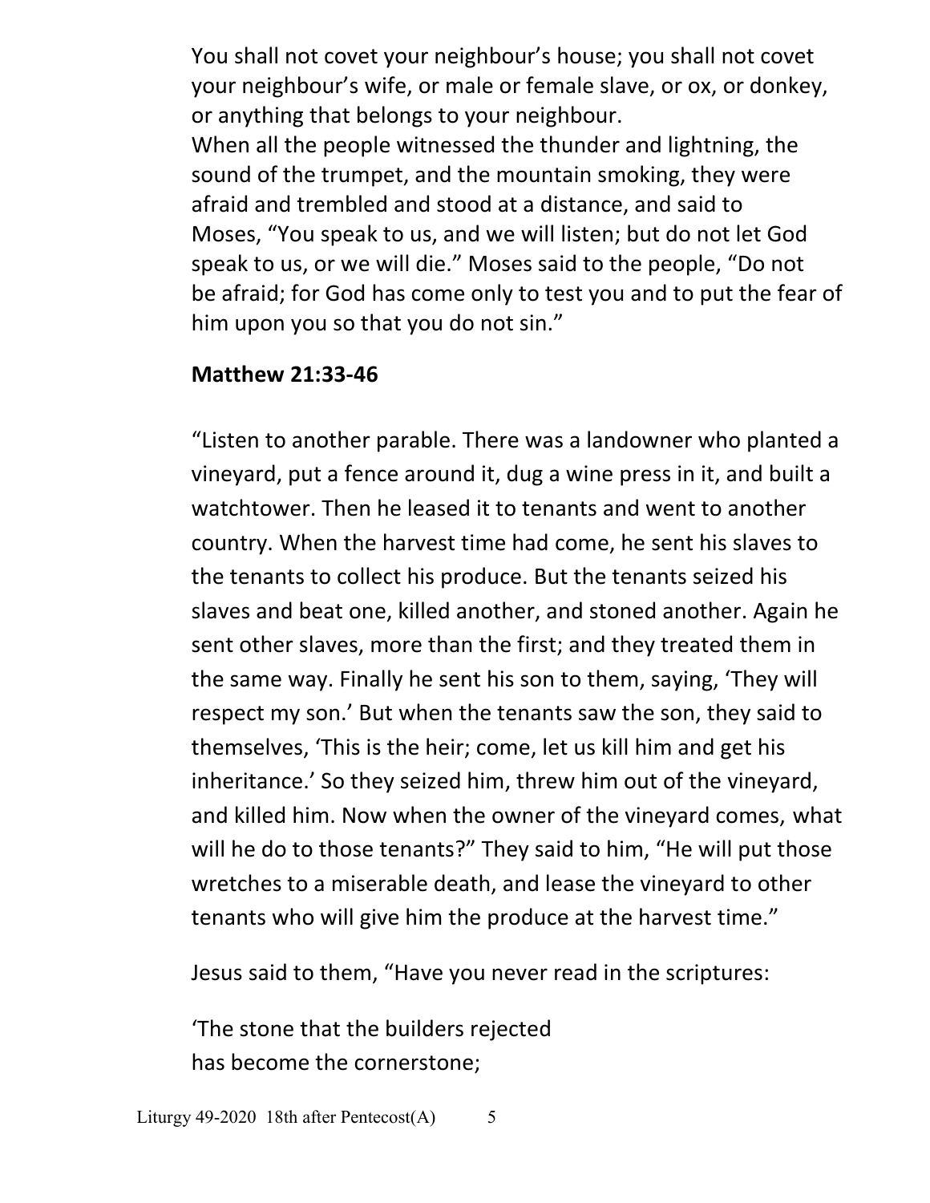You shall not covet your neighbour's house; you shall not covet your neighbour's wife, or male or female slave, or ox, or donkey, or anything that belongs to your neighbour.
When all the people witnessed the thunder and lightning, the sound of the trumpet, and the mountain smoking, they were afraid and trembled and stood at a distance, and said to Moses, "You speak to us, and we will listen; but do not let God speak to us, or we will die." Moses said to the people, "Do not be afraid; for God has come only to test you and to put the fear of him upon you so that you do not sin."

**Matthew 21:33-46**

"Listen to another parable. There was a landowner who planted a vineyard, put a fence around it, dug a wine press in it, and built a watchtower. Then he leased it to tenants and went to another country. When the harvest time had come, he sent his slaves to the tenants to collect his produce. But the tenants seized his slaves and beat one, killed another, and stoned another. Again he sent other slaves, more than the first; and they treated them in the same way. Finally he sent his son to them, saying, 'They will respect my son.' But when the tenants saw the son, they said to themselves, 'This is the heir; come, let us kill him and get his inheritance.' So they seized him, threw him out of the vineyard, and killed him. Now when the owner of the vineyard comes, what will he do to those tenants?" They said to him, "He will put those wretches to a miserable death, and lease the vineyard to other tenants who will give him the produce at the harvest time."

Jesus said to them, "Have you never read in the scriptures:

'The stone that the builders rejected
has become the cornerstone;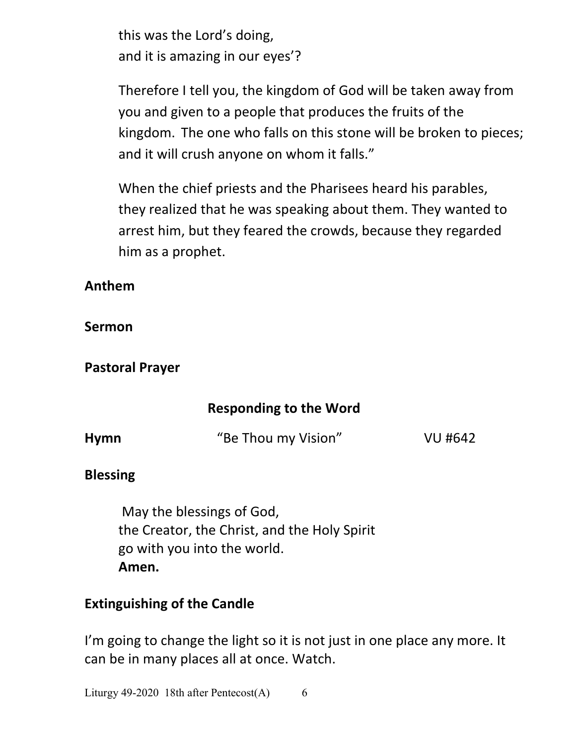this was the Lord's doing,
and it is amazing in our eyes'?

Therefore I tell you, the kingdom of God will be taken away from you and given to a people that produces the fruits of the kingdom. The one who falls on this stone will be broken to pieces; and it will crush anyone on whom it falls."

When the chief priests and the Pharisees heard his parables, they realized that he was speaking about them. They wanted to arrest him, but they feared the crowds, because they regarded him as a prophet.

**Anthem**

**Sermon**

**Pastoral Prayer**

**Responding to the Word**

**Hymn** "Be Thou my Vision" VU #642

**Blessing**

May the blessings of God,
the Creator, the Christ, and the Holy Spirit
go with you into the world.
**Amen.**

**Extinguishing of the Candle**

I'm going to change the light so it is not just in one place any more. It can be in many places all at once. Watch.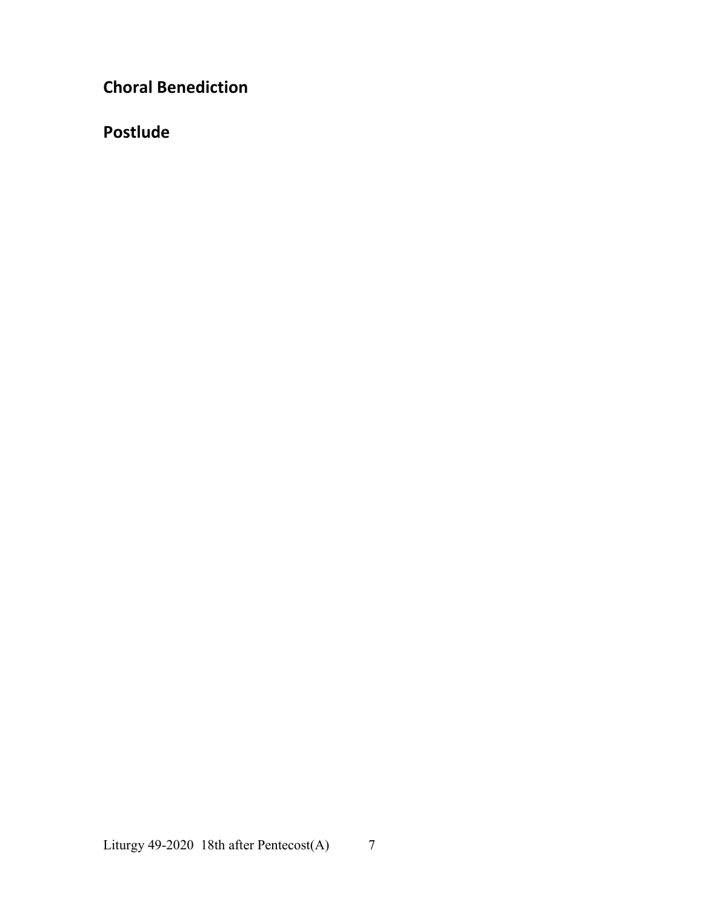## Choral Benediction

## Postlude